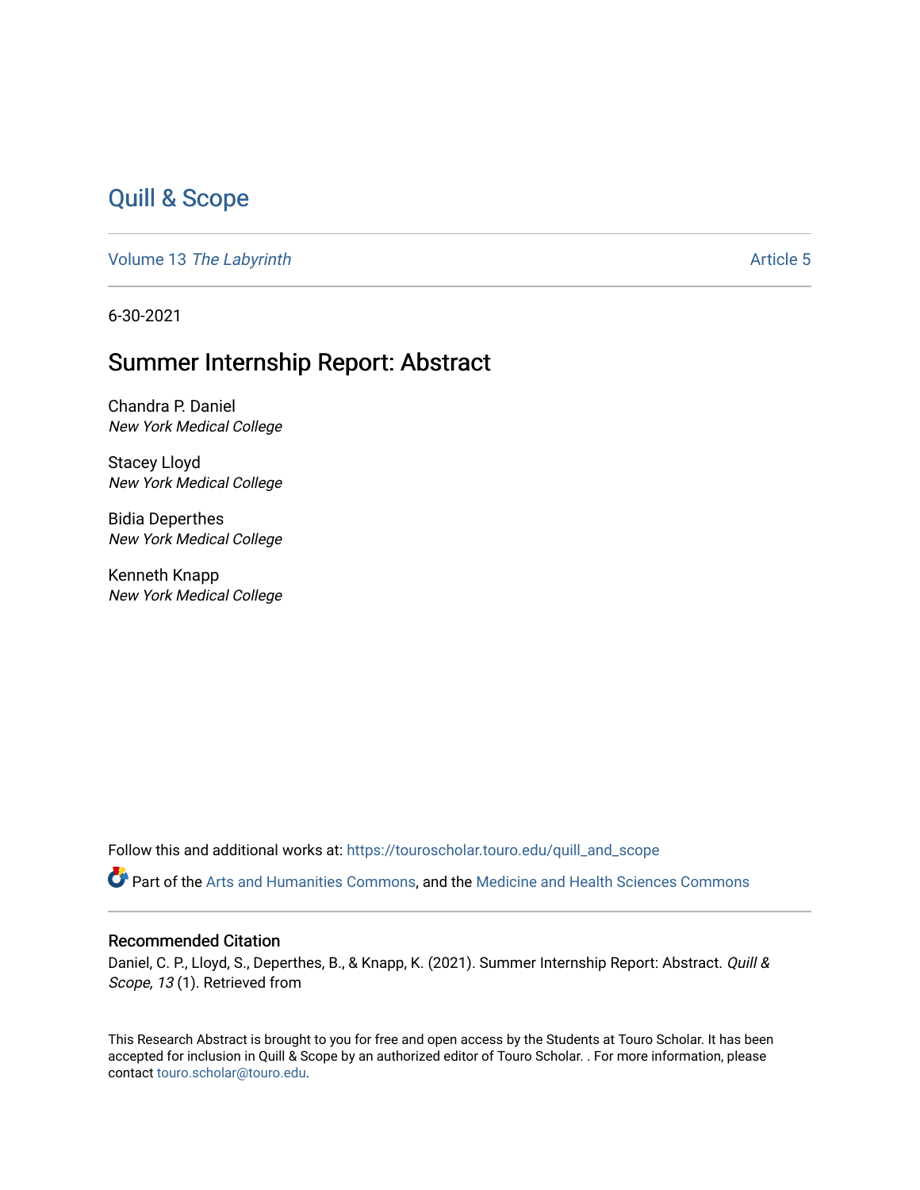# Quill & Scope

Volume 13 *The Labyrinth* Article 5

6-30-2021

## Summer Internship Report: Abstract

Chandra P. Daniel
*New York Medical College*

Stacey Lloyd
*New York Medical College*

Bidia Deperthes
*New York Medical College*

Kenneth Knapp
*New York Medical College*

Follow this and additional works at: https://touroscholar.touro.edu/quill_and_scope

Part of the Arts and Humanities Commons, and the Medicine and Health Sciences Commons

### Recommended Citation

Daniel, C. P., Lloyd, S., Deperthes, B., & Knapp, K. (2021). Summer Internship Report: Abstract. *Quill & Scope, 13* (1). Retrieved from

This Research Abstract is brought to you for free and open access by the Students at Touro Scholar. It has been accepted for inclusion in Quill & Scope by an authorized editor of Touro Scholar. . For more information, please contact touro.scholar@touro.edu.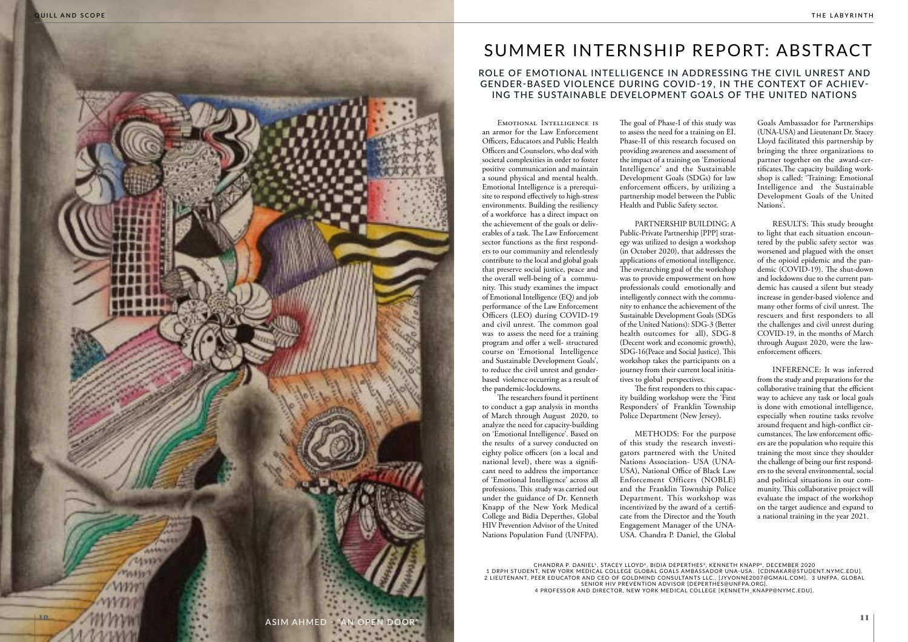# SUMMER INTERNSHIP REPORT: ABSTRACT

## ROLE OF EMOTIONAL INTELLIGENCE IN ADDRESSING THE CIVIL UNREST AND GENDER-BASED VIOLENCE DURING COVID-19, IN THE CONTEXT OF ACHIEVING THE SUSTAINABLE DEVELOPMENT GOALS OF THE UNITED NATIONS

Emotional Intelligence is an armor for the Law Enforcement Officers, Educators and Public Health Officers and Counselors, who deal with societal complexities in order to foster positive communication and maintain a sound physical and mental health. Emotional Intelligence is a prerequisite to respond effectively to high-stress environments. Building the resiliency of a workforce has a direct impact on the achievement of the goals or deliverables of a task. The Law Enforcement sector functions as the first responders to our community and relentlessly contribute to the local and global goals that preserve social justice, peace and the overall well-being of a community. This study examines the impact of Emotional Intelligence (EQ) and job performance of the Law Enforcement Officers (LEO) during COVID-19 and civil unrest. The common goal was to assess the need for a training program and offer a well- structured course on 'Emotional Intelligence and Sustainable Development Goals', to reduce the civil unrest and gender-based violence occurring as a result of the pandemic-lockdowns.

The researchers found it pertinent to conduct a gap analysis in months of March through August 2020, to analyze the need for capacity-building on 'Emotional Intelligence'. Based on the results of a survey conducted on eighty police officers (on a local and national level), there was a significant need to address the importance of 'Emotional Intelligence' across all professions. This study was carried out under the guidance of Dr. Kenneth Knapp of the New York Medical College and Bidia Deperthes, Global HIV Prevention Advisor of the United Nations Population Fund (UNFPA). The goal of Phase-I of this study was to assess the need for a training on EI. Phase-II of this research focused on providing awareness and assessment of the impact of a training on 'Emotional Intelligence' and the Sustainable Development Goals (SDGs) for law enforcement officers, by utilizing a partnership model between the Public Health and Public Safety sector.

PARTNERSHIP BUILDING: A Public-Private Partnership [PPP] strategy was utilized to design a workshop (in October 2020), that addresses the applications of emotional intelligence. The overarching goal of the workshop was to provide empowerment on how professionals could emotionally and intelligently connect with the community to enhance the achievement of the Sustainable Development Goals (SDGs of the United Nations): SDG-3 (Better health outcomes for all), SDG-8 (Decent work and economic growth), SDG-16(Peace and Social Justice). This workshop takes the participants on a journey from their current local initiatives to global perspectives.

The first responders to this capacity building workshop were the 'First Responders' of Franklin Township Police Department (New Jersey).

METHODS: For the purpose of this study the research investigators partnered with the United Nations Association- USA (UNA-USA), National Office of Black Law Enforcement Officers (NOBLE) and the Franklin Township Police Department. This workshop was incentivized by the award of a certificate from the Director and the Youth Engagement Manager of the UNA-USA. Chandra P. Daniel, the Global Goals Ambassador for Partnerships (UNA-USA) and Lieutenant Dr. Stacey Lloyd facilitated this partnership by bringing the three organizations to partner together on the award-certificates.The capacity building workshop is called: 'Training: Emotional Intelligence and the Sustainable Development Goals of the United Nations'.

RESULTS: This study brought to light that each situation encountered by the public safety sector was worsened and plagued with the onset of the opioid epidemic and the pandemic (COVID-19). The shut-down and lockdowns due to the current pandemic has caused a silent but steady increase in gender-based violence and many other forms of civil unrest. The rescuers and first responders to all the challenges and civil unrest during COVID-19, in the months of March through August 2020, were the law-enforcement officers.

INFERENCE: It was inferred from the study and preparations for the collaborative training that the efficient way to achieve any task or local goals is done with emotional intelligence, especially when routine tasks revolve around frequent and high-conflict circumstances. The law enforcement officers are the population who require this training the most since they shoulder the challenge of being our first responders to the several environmental, social and political situations in our community. This collaborative project will evaluate the impact of the workshop on the target audience and expand to a national training in the year 2021.

CHANDRA P. DANIEL[1], STACEY LLOYD[2], BIDIA DEPERTHES[3], KENNETH KNAPP[4], DECEMBER 2020
1 DRPH STUDENT, NEW YORK MEDICAL COLLEGE GLOBAL GOALS AMBASSADOR UNA-USA. [CDINAKAR@STUDENT.NYMC.EDU].
2 LIEUTENANT, PEER EDUCATOR AND CEO OF GOLDMIND CONSULTANTS LLC., [JYVONNE2007@GMAIL.COM]. 3 UNFPA, GLOBAL SENIOR HIV PREVENTION ADVISOR [DEPERTHES@UNFPA.ORG].
4 PROFESSOR AND DIRECTOR, NEW YORK MEDICAL COLLEGE [KENNETH_KNAPP@NYMC.EDU].

ASIM AHMED - "AN OPEN DOOR"